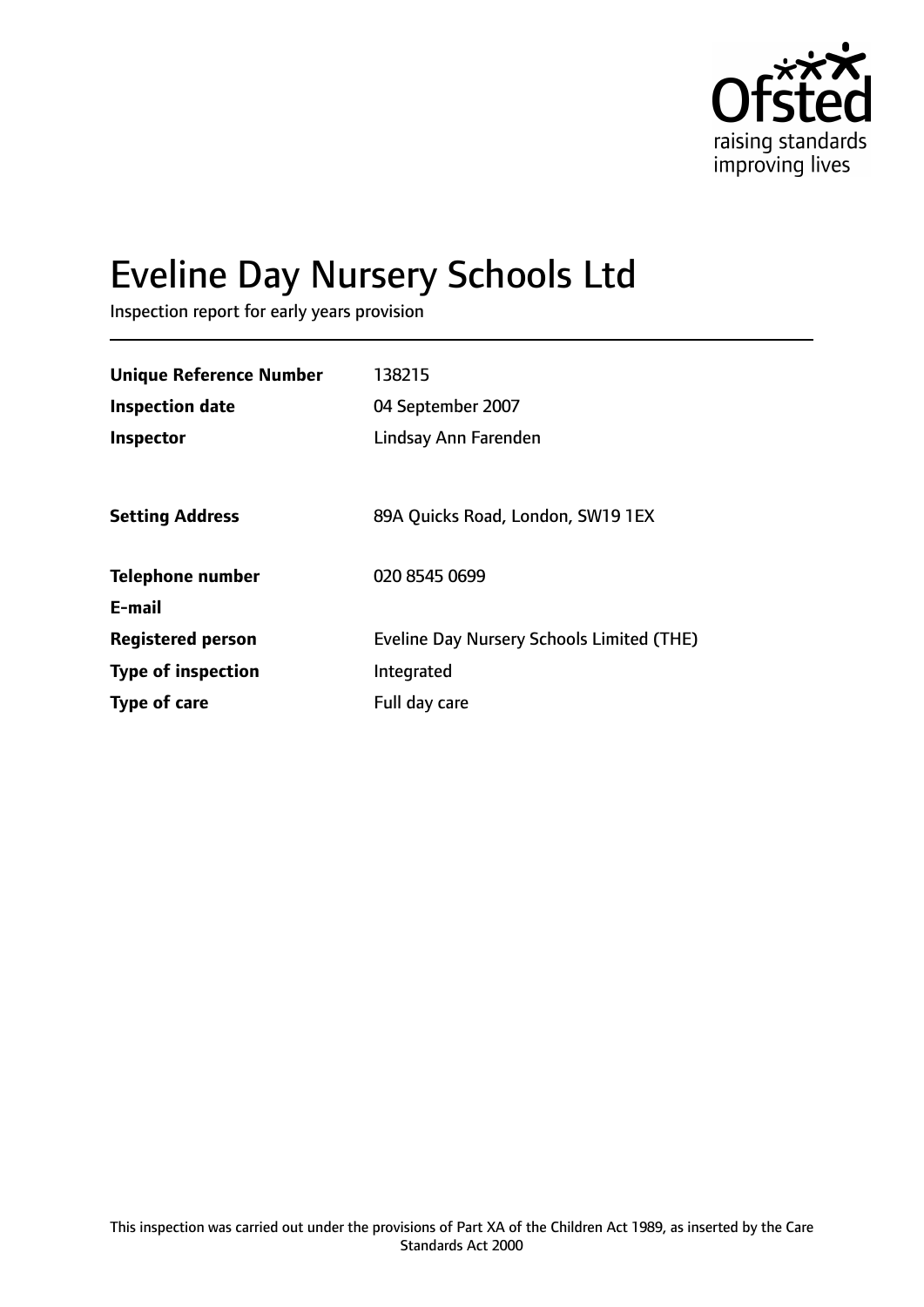Ofsted
raising standards
improving lives

# Eveline Day Nursery Schools Ltd

Inspection report for early years provision

| | |
|---|---|
| **Unique Reference Number** | 138215 |
| **Inspection date** | 04 September 2007 |
| **Inspector** | Lindsay Ann Farenden |
| | |
| **Setting Address** | 89A Quicks Road, London, SW19 1EX |
| | |
| **Telephone number** | 020 8545 0699 |
| **E-mail** | |
| **Registered person** | Eveline Day Nursery Schools Limited (THE) |
| **Type of inspection** | Integrated |
| **Type of care** | Full day care |

This inspection was carried out under the provisions of Part XA of the Children Act 1989, as inserted by the Care Standards Act 2000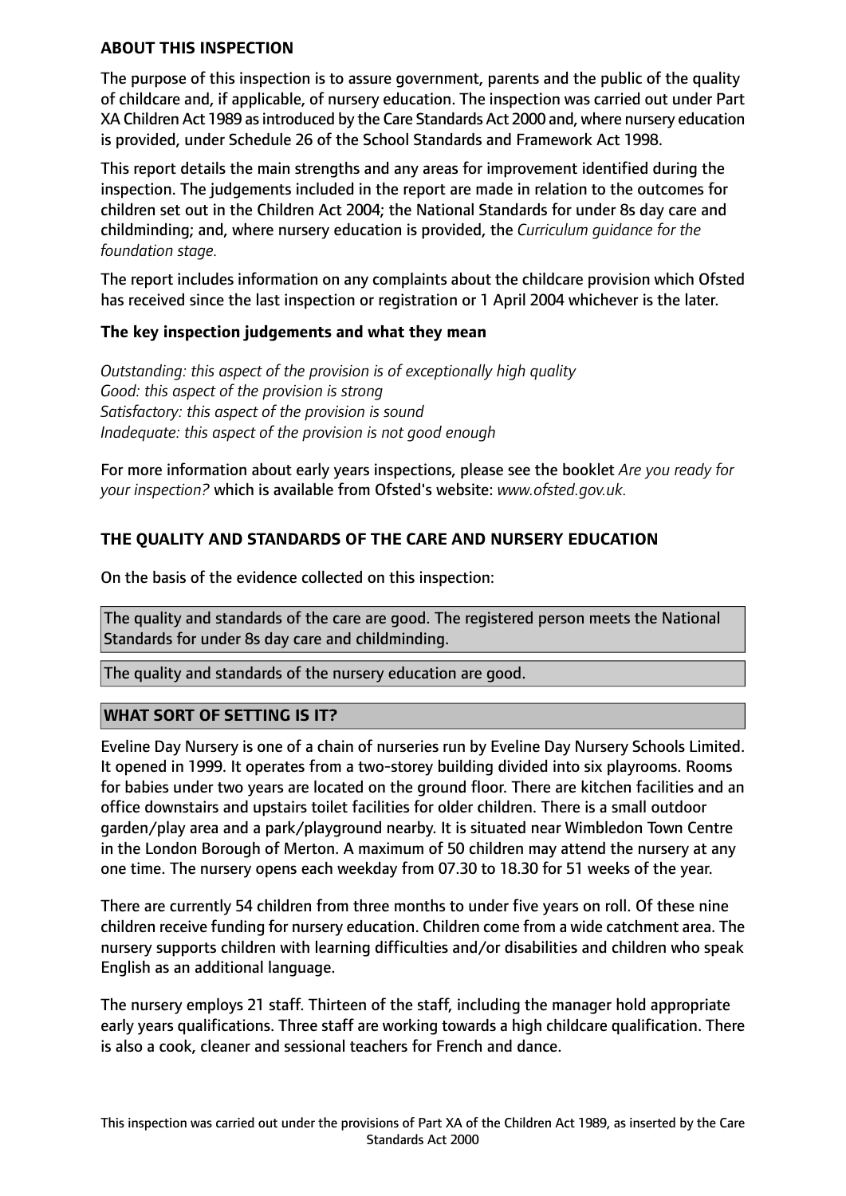## ABOUT THIS INSPECTION

The purpose of this inspection is to assure government, parents and the public of the quality of childcare and, if applicable, of nursery education. The inspection was carried out under Part XA Children Act 1989 as introduced by the Care Standards Act 2000 and, where nursery education is provided, under Schedule 26 of the School Standards and Framework Act 1998.

This report details the main strengths and any areas for improvement identified during the inspection. The judgements included in the report are made in relation to the outcomes for children set out in the Children Act 2004; the National Standards for under 8s day care and childminding; and, where nursery education is provided, the *Curriculum guidance for the foundation stage.*

The report includes information on any complaints about the childcare provision which Ofsted has received since the last inspection or registration or 1 April 2004 whichever is the later.

### The key inspection judgements and what they mean

*Outstanding: this aspect of the provision is of exceptionally high quality*
*Good: this aspect of the provision is strong*
*Satisfactory: this aspect of the provision is sound*
*Inadequate: this aspect of the provision is not good enough*

For more information about early years inspections, please see the booklet *Are you ready for your inspection?* which is available from Ofsted's website: *www.ofsted.gov.uk.*

## THE QUALITY AND STANDARDS OF THE CARE AND NURSERY EDUCATION

On the basis of the evidence collected on this inspection:

The quality and standards of the care are good. The registered person meets the National Standards for under 8s day care and childminding.

The quality and standards of the nursery education are good.

## WHAT SORT OF SETTING IS IT?

Eveline Day Nursery is one of a chain of nurseries run by Eveline Day Nursery Schools Limited. It opened in 1999. It operates from a two-storey building divided into six playrooms. Rooms for babies under two years are located on the ground floor. There are kitchen facilities and an office downstairs and upstairs toilet facilities for older children. There is a small outdoor garden/play area and a park/playground nearby. It is situated near Wimbledon Town Centre in the London Borough of Merton. A maximum of 50 children may attend the nursery at any one time. The nursery opens each weekday from 07.30 to 18.30 for 51 weeks of the year.

There are currently 54 children from three months to under five years on roll. Of these nine children receive funding for nursery education. Children come from a wide catchment area. The nursery supports children with learning difficulties and/or disabilities and children who speak English as an additional language.

The nursery employs 21 staff. Thirteen of the staff, including the manager hold appropriate early years qualifications. Three staff are working towards a high childcare qualification. There is also a cook, cleaner and sessional teachers for French and dance.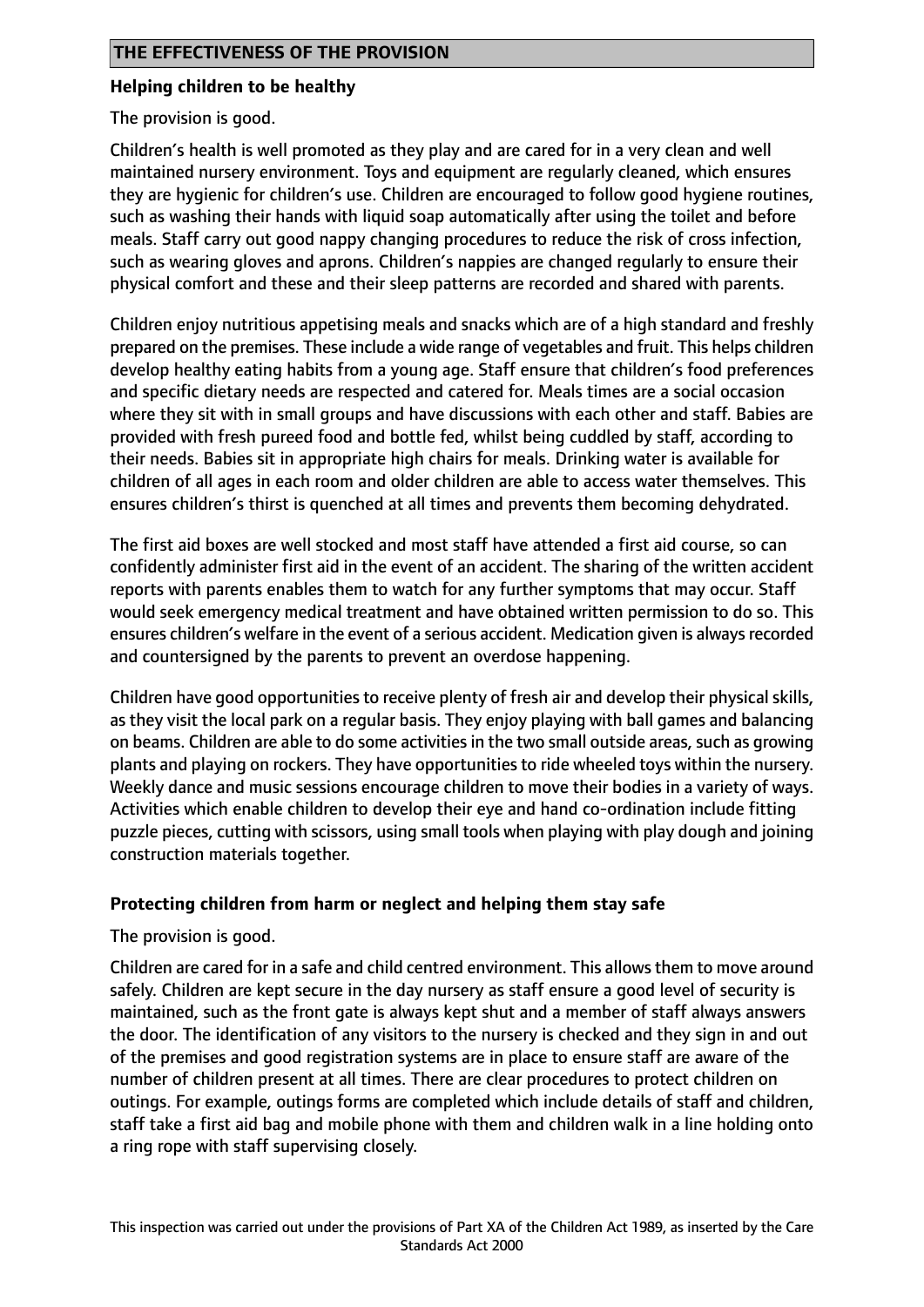## THE EFFECTIVENESS OF THE PROVISION

### Helping children to be healthy

The provision is good.

Children's health is well promoted as they play and are cared for in a very clean and well maintained nursery environment. Toys and equipment are regularly cleaned, which ensures they are hygienic for children's use. Children are encouraged to follow good hygiene routines, such as washing their hands with liquid soap automatically after using the toilet and before meals. Staff carry out good nappy changing procedures to reduce the risk of cross infection, such as wearing gloves and aprons. Children's nappies are changed regularly to ensure their physical comfort and these and their sleep patterns are recorded and shared with parents.

Children enjoy nutritious appetising meals and snacks which are of a high standard and freshly prepared on the premises. These include a wide range of vegetables and fruit. This helps children develop healthy eating habits from a young age. Staff ensure that children's food preferences and specific dietary needs are respected and catered for. Meals times are a social occasion where they sit with in small groups and have discussions with each other and staff. Babies are provided with fresh pureed food and bottle fed, whilst being cuddled by staff, according to their needs. Babies sit in appropriate high chairs for meals. Drinking water is available for children of all ages in each room and older children are able to access water themselves. This ensures children's thirst is quenched at all times and prevents them becoming dehydrated.

The first aid boxes are well stocked and most staff have attended a first aid course, so can confidently administer first aid in the event of an accident. The sharing of the written accident reports with parents enables them to watch for any further symptoms that may occur. Staff would seek emergency medical treatment and have obtained written permission to do so. This ensures children's welfare in the event of a serious accident. Medication given is always recorded and countersigned by the parents to prevent an overdose happening.

Children have good opportunities to receive plenty of fresh air and develop their physical skills, as they visit the local park on a regular basis. They enjoy playing with ball games and balancing on beams. Children are able to do some activities in the two small outside areas, such as growing plants and playing on rockers. They have opportunities to ride wheeled toys within the nursery. Weekly dance and music sessions encourage children to move their bodies in a variety of ways. Activities which enable children to develop their eye and hand co-ordination include fitting puzzle pieces, cutting with scissors, using small tools when playing with play dough and joining construction materials together.

### Protecting children from harm or neglect and helping them stay safe

The provision is good.

Children are cared for in a safe and child centred environment. This allows them to move around safely. Children are kept secure in the day nursery as staff ensure a good level of security is maintained, such as the front gate is always kept shut and a member of staff always answers the door. The identification of any visitors to the nursery is checked and they sign in and out of the premises and good registration systems are in place to ensure staff are aware of the number of children present at all times. There are clear procedures to protect children on outings. For example, outings forms are completed which include details of staff and children, staff take a first aid bag and mobile phone with them and children walk in a line holding onto a ring rope with staff supervising closely.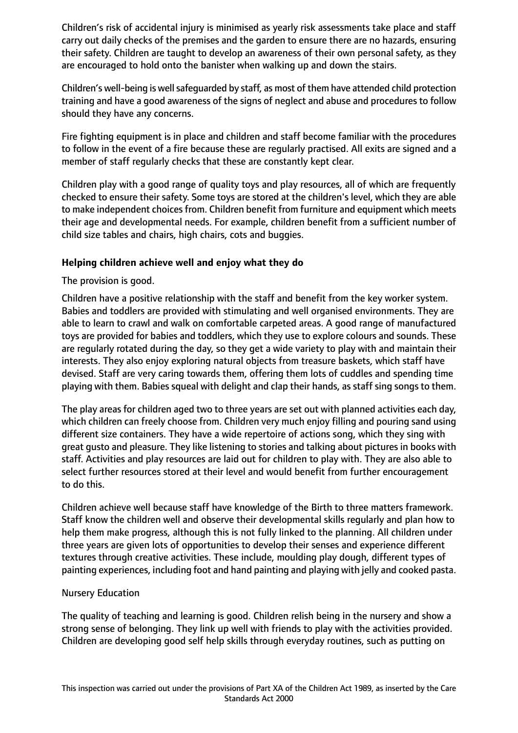Children's risk of accidental injury is minimised as yearly risk assessments take place and staff carry out daily checks of the premises and the garden to ensure there are no hazards, ensuring their safety. Children are taught to develop an awareness of their own personal safety, as they are encouraged to hold onto the banister when walking up and down the stairs.

Children's well-being is well safeguarded by staff, as most of them have attended child protection training and have a good awareness of the signs of neglect and abuse and procedures to follow should they have any concerns.

Fire fighting equipment is in place and children and staff become familiar with the procedures to follow in the event of a fire because these are regularly practised. All exits are signed and a member of staff regularly checks that these are constantly kept clear.

Children play with a good range of quality toys and play resources, all of which are frequently checked to ensure their safety. Some toys are stored at the children's level, which they are able to make independent choices from. Children benefit from furniture and equipment which meets their age and developmental needs. For example, children benefit from a sufficient number of child size tables and chairs, high chairs, cots and buggies.

**Helping children achieve well and enjoy what they do**

The provision is good.

Children have a positive relationship with the staff and benefit from the key worker system. Babies and toddlers are provided with stimulating and well organised environments. They are able to learn to crawl and walk on comfortable carpeted areas. A good range of manufactured toys are provided for babies and toddlers, which they use to explore colours and sounds. These are regularly rotated during the day, so they get a wide variety to play with and maintain their interests. They also enjoy exploring natural objects from treasure baskets, which staff have devised. Staff are very caring towards them, offering them lots of cuddles and spending time playing with them. Babies squeal with delight and clap their hands, as staff sing songs to them.

The play areas for children aged two to three years are set out with planned activities each day, which children can freely choose from. Children very much enjoy filling and pouring sand using different size containers. They have a wide repertoire of actions song, which they sing with great gusto and pleasure. They like listening to stories and talking about pictures in books with staff. Activities and play resources are laid out for children to play with. They are also able to select further resources stored at their level and would benefit from further encouragement to do this.

Children achieve well because staff have knowledge of the Birth to three matters framework. Staff know the children well and observe their developmental skills regularly and plan how to help them make progress, although this is not fully linked to the planning. All children under three years are given lots of opportunities to develop their senses and experience different textures through creative activities. These include, moulding play dough, different types of painting experiences, including foot and hand painting and playing with jelly and cooked pasta.

Nursery Education

The quality of teaching and learning is good. Children relish being in the nursery and show a strong sense of belonging. They link up well with friends to play with the activities provided. Children are developing good self help skills through everyday routines, such as putting on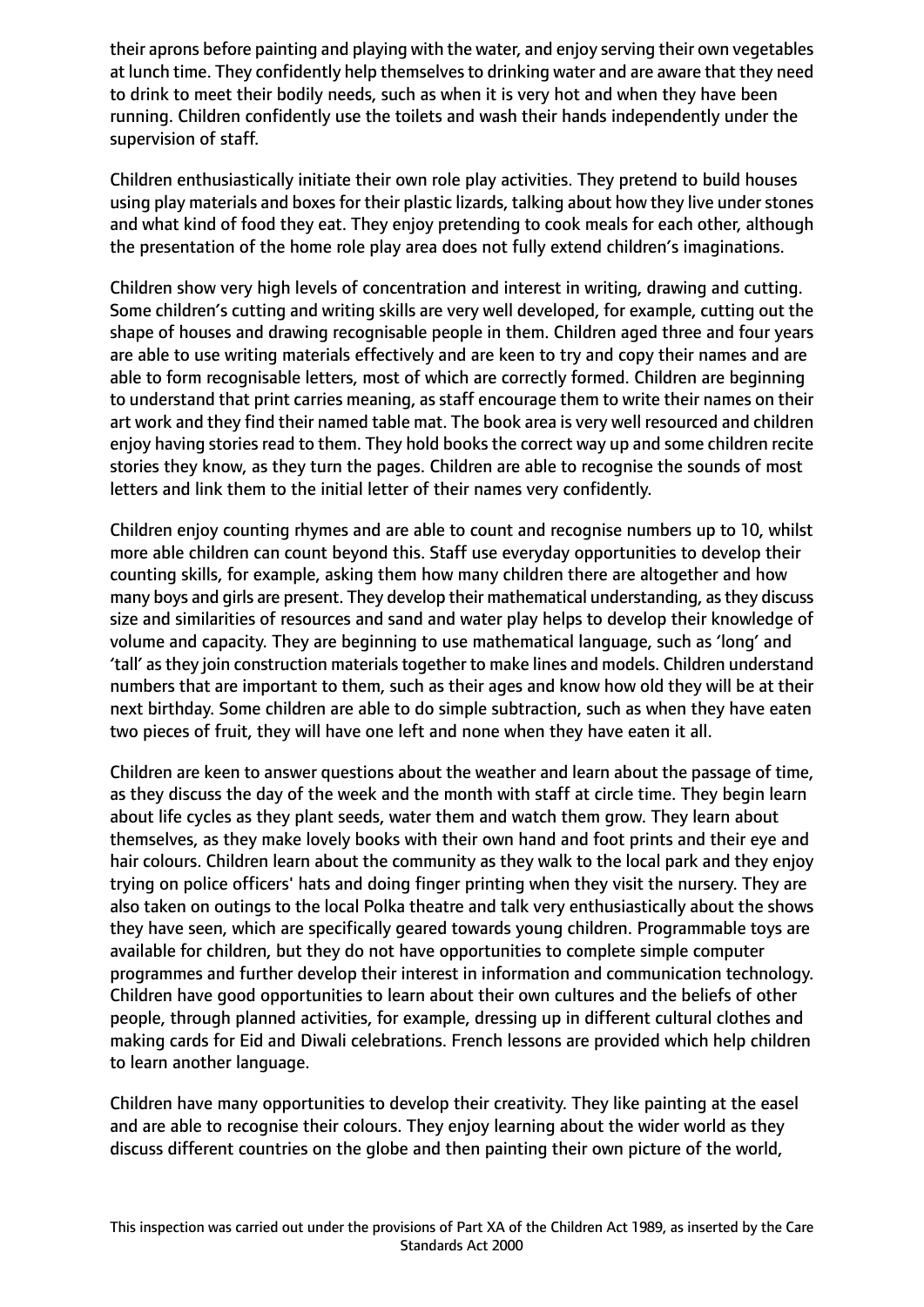their aprons before painting and playing with the water, and enjoy serving their own vegetables at lunch time. They confidently help themselves to drinking water and are aware that they need to drink to meet their bodily needs, such as when it is very hot and when they have been running. Children confidently use the toilets and wash their hands independently under the supervision of staff.

Children enthusiastically initiate their own role play activities. They pretend to build houses using play materials and boxes for their plastic lizards, talking about how they live under stones and what kind of food they eat. They enjoy pretending to cook meals for each other, although the presentation of the home role play area does not fully extend children's imaginations.

Children show very high levels of concentration and interest in writing, drawing and cutting. Some children's cutting and writing skills are very well developed, for example, cutting out the shape of houses and drawing recognisable people in them. Children aged three and four years are able to use writing materials effectively and are keen to try and copy their names and are able to form recognisable letters, most of which are correctly formed. Children are beginning to understand that print carries meaning, as staff encourage them to write their names on their art work and they find their named table mat. The book area is very well resourced and children enjoy having stories read to them. They hold books the correct way up and some children recite stories they know, as they turn the pages. Children are able to recognise the sounds of most letters and link them to the initial letter of their names very confidently.

Children enjoy counting rhymes and are able to count and recognise numbers up to 10, whilst more able children can count beyond this. Staff use everyday opportunities to develop their counting skills, for example, asking them how many children there are altogether and how many boys and girls are present. They develop their mathematical understanding, as they discuss size and similarities of resources and sand and water play helps to develop their knowledge of volume and capacity. They are beginning to use mathematical language, such as 'long' and 'tall' as they join construction materials together to make lines and models. Children understand numbers that are important to them, such as their ages and know how old they will be at their next birthday. Some children are able to do simple subtraction, such as when they have eaten two pieces of fruit, they will have one left and none when they have eaten it all.

Children are keen to answer questions about the weather and learn about the passage of time, as they discuss the day of the week and the month with staff at circle time. They begin learn about life cycles as they plant seeds, water them and watch them grow. They learn about themselves, as they make lovely books with their own hand and foot prints and their eye and hair colours. Children learn about the community as they walk to the local park and they enjoy trying on police officers' hats and doing finger printing when they visit the nursery. They are also taken on outings to the local Polka theatre and talk very enthusiastically about the shows they have seen, which are specifically geared towards young children. Programmable toys are available for children, but they do not have opportunities to complete simple computer programmes and further develop their interest in information and communication technology. Children have good opportunities to learn about their own cultures and the beliefs of other people, through planned activities, for example, dressing up in different cultural clothes and making cards for Eid and Diwali celebrations. French lessons are provided which help children to learn another language.

Children have many opportunities to develop their creativity. They like painting at the easel and are able to recognise their colours. They enjoy learning about the wider world as they discuss different countries on the globe and then painting their own picture of the world,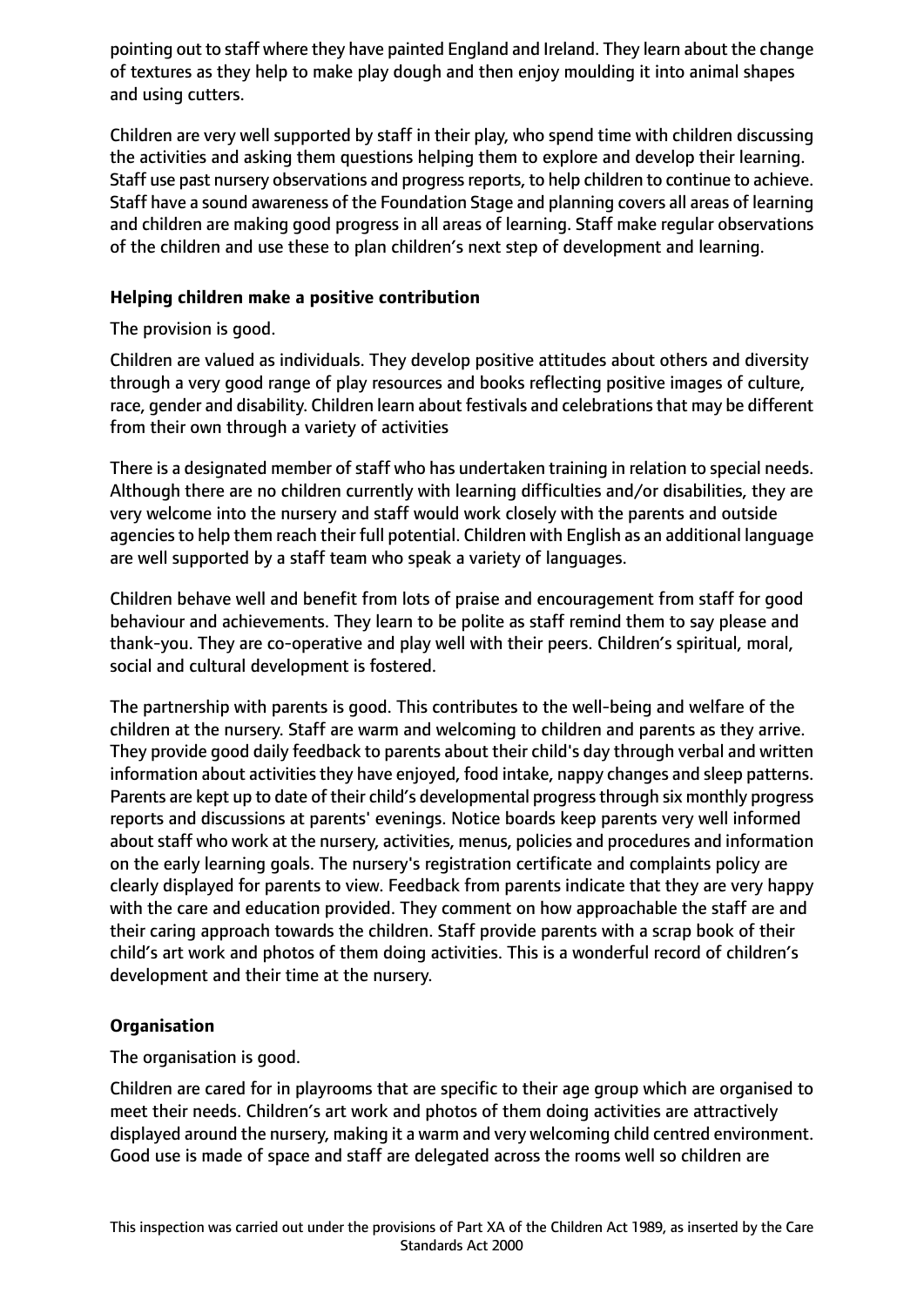pointing out to staff where they have painted England and Ireland. They learn about the change of textures as they help to make play dough and then enjoy moulding it into animal shapes and using cutters.

Children are very well supported by staff in their play, who spend time with children discussing the activities and asking them questions helping them to explore and develop their learning. Staff use past nursery observations and progress reports, to help children to continue to achieve. Staff have a sound awareness of the Foundation Stage and planning covers all areas of learning and children are making good progress in all areas of learning. Staff make regular observations of the children and use these to plan children's next step of development and learning.

**Helping children make a positive contribution**

The provision is good.

Children are valued as individuals. They develop positive attitudes about others and diversity through a very good range of play resources and books reflecting positive images of culture, race, gender and disability. Children learn about festivals and celebrations that may be different from their own through a variety of activities

There is a designated member of staff who has undertaken training in relation to special needs. Although there are no children currently with learning difficulties and/or disabilities, they are very welcome into the nursery and staff would work closely with the parents and outside agencies to help them reach their full potential. Children with English as an additional language are well supported by a staff team who speak a variety of languages.

Children behave well and benefit from lots of praise and encouragement from staff for good behaviour and achievements. They learn to be polite as staff remind them to say please and thank-you. They are co-operative and play well with their peers. Children's spiritual, moral, social and cultural development is fostered.

The partnership with parents is good. This contributes to the well-being and welfare of the children at the nursery. Staff are warm and welcoming to children and parents as they arrive. They provide good daily feedback to parents about their child's day through verbal and written information about activities they have enjoyed, food intake, nappy changes and sleep patterns. Parents are kept up to date of their child's developmental progress through six monthly progress reports and discussions at parents' evenings. Notice boards keep parents very well informed about staff who work at the nursery, activities, menus, policies and procedures and information on the early learning goals. The nursery's registration certificate and complaints policy are clearly displayed for parents to view. Feedback from parents indicate that they are very happy with the care and education provided. They comment on how approachable the staff are and their caring approach towards the children. Staff provide parents with a scrap book of their child's art work and photos of them doing activities. This is a wonderful record of children's development and their time at the nursery.

**Organisation**

The organisation is good.

Children are cared for in playrooms that are specific to their age group which are organised to meet their needs. Children's art work and photos of them doing activities are attractively displayed around the nursery, making it a warm and very welcoming child centred environment. Good use is made of space and staff are delegated across the rooms well so children are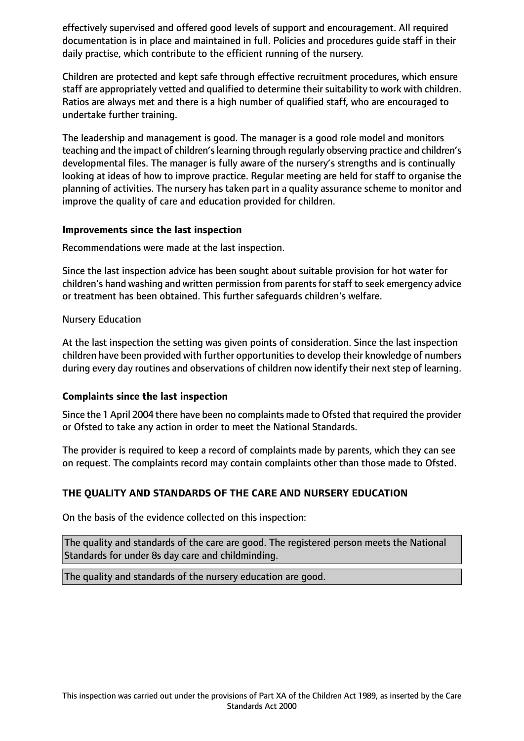effectively supervised and offered good levels of support and encouragement. All required documentation is in place and maintained in full. Policies and procedures guide staff in their daily practise, which contribute to the efficient running of the nursery.

Children are protected and kept safe through effective recruitment procedures, which ensure staff are appropriately vetted and qualified to determine their suitability to work with children. Ratios are always met and there is a high number of qualified staff, who are encouraged to undertake further training.

The leadership and management is good. The manager is a good role model and monitors teaching and the impact of children's learning through regularly observing practice and children's developmental files. The manager is fully aware of the nursery's strengths and is continually looking at ideas of how to improve practice. Regular meeting are held for staff to organise the planning of activities. The nursery has taken part in a quality assurance scheme to monitor and improve the quality of care and education provided for children.

**Improvements since the last inspection**

Recommendations were made at the last inspection.

Since the last inspection advice has been sought about suitable provision for hot water for children's hand washing and written permission from parents for staff to seek emergency advice or treatment has been obtained. This further safeguards children's welfare.

Nursery Education

At the last inspection the setting was given points of consideration. Since the last inspection children have been provided with further opportunities to develop their knowledge of numbers during every day routines and observations of children now identify their next step of learning.

**Complaints since the last inspection**

Since the 1 April 2004 there have been no complaints made to Ofsted that required the provider or Ofsted to take any action in order to meet the National Standards.

The provider is required to keep a record of complaints made by parents, which they can see on request. The complaints record may contain complaints other than those made to Ofsted.

**THE QUALITY AND STANDARDS OF THE CARE AND NURSERY EDUCATION**

On the basis of the evidence collected on this inspection:

The quality and standards of the care are good. The registered person meets the National Standards for under 8s day care and childminding.

The quality and standards of the nursery education are good.

This inspection was carried out under the provisions of Part XA of the Children Act 1989, as inserted by the Care Standards Act 2000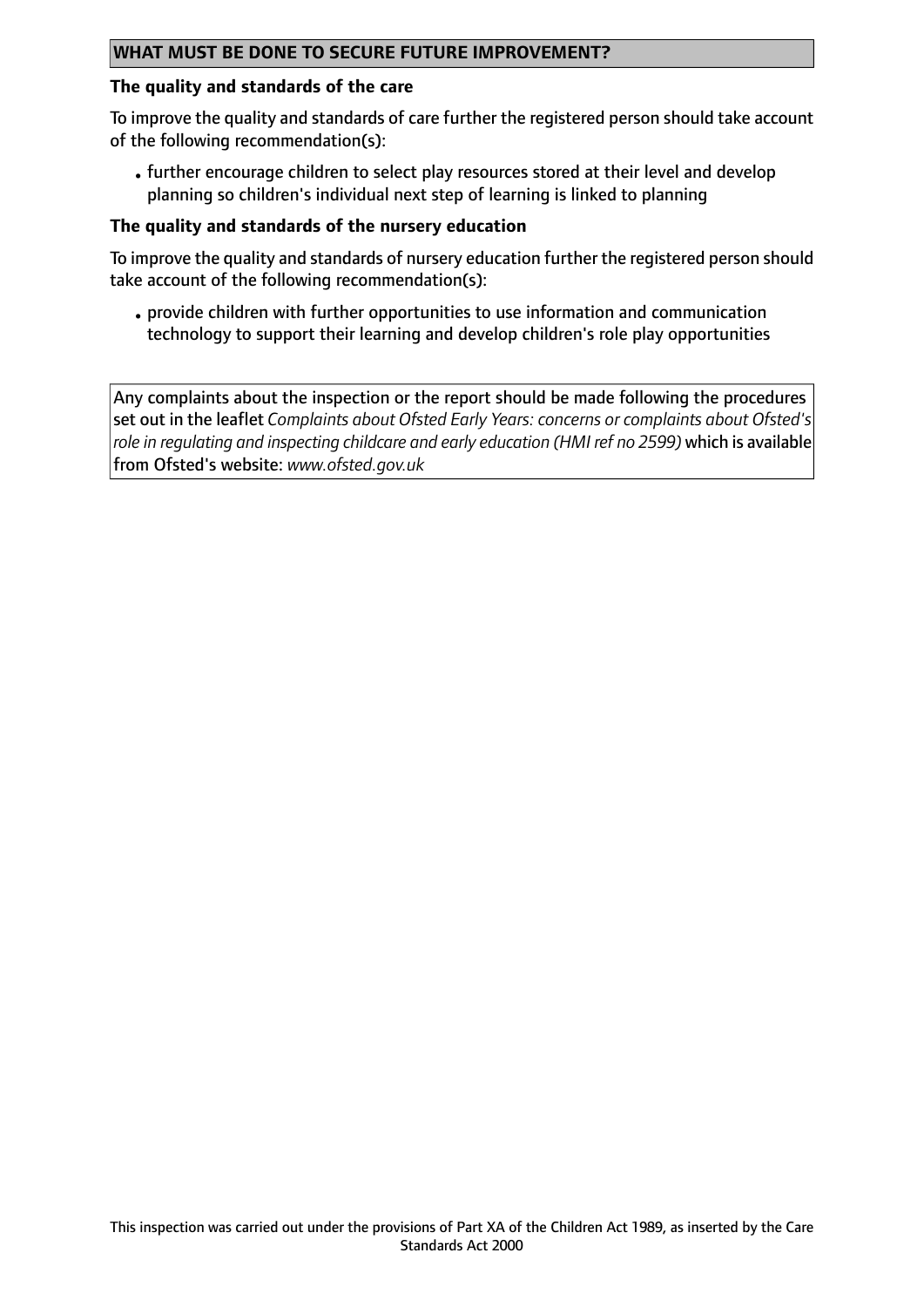## WHAT MUST BE DONE TO SECURE FUTURE IMPROVEMENT?

### The quality and standards of the care

To improve the quality and standards of care further the registered person should take account of the following recommendation(s):

- further encourage children to select play resources stored at their level and develop planning so children's individual next step of learning is linked to planning

### The quality and standards of the nursery education

To improve the quality and standards of nursery education further the registered person should take account of the following recommendation(s):

- provide children with further opportunities to use information and communication technology to support their learning and develop children's role play opportunities

Any complaints about the inspection or the report should be made following the procedures set out in the leaflet *Complaints about Ofsted Early Years: concerns or complaints about Ofsted's role in regulating and inspecting childcare and early education (HMI ref no 2599)* which is available from Ofsted's website: *www.ofsted.gov.uk*

This inspection was carried out under the provisions of Part XA of the Children Act 1989, as inserted by the Care Standards Act 2000